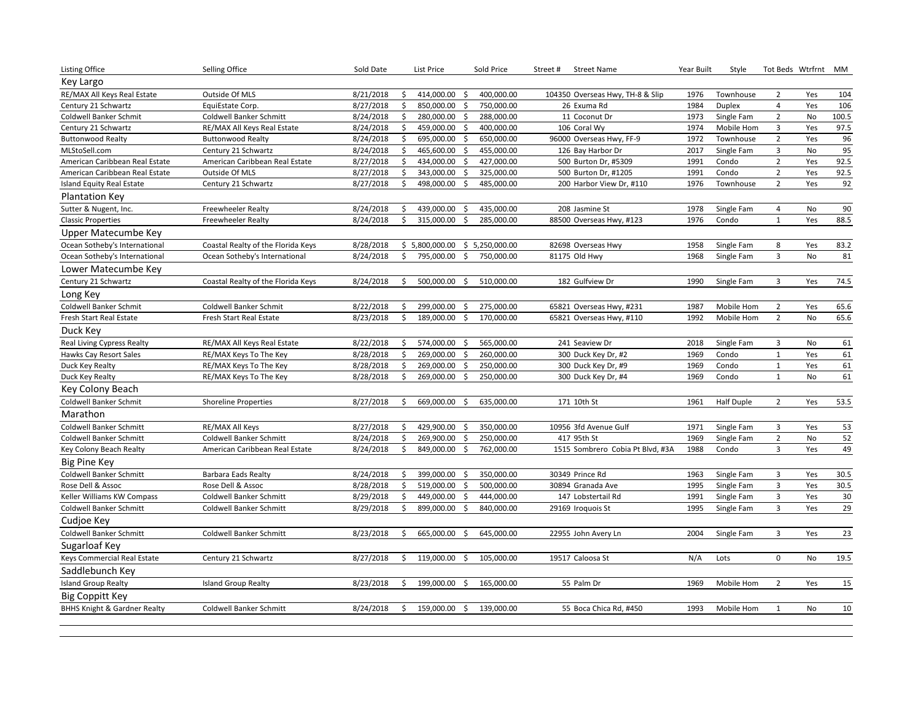| Listing Office | Selling Office | Sold Date | List Price | Sold Price | Street # | Street Name | Year Built | Style | Tot Beds | Wtrfrnt | MM |
|---|---|---|---|---|---|---|---|---|---|---|---|
| **Key Largo** | | | | | | | | | | | |
| RE/MAX All Keys Real Estate | Outside Of MLS | 8/21/2018 | $ 414,000.00 | $ 400,000.00 | 104350 | Overseas Hwy, TH-8 & Slip | 1976 | Townhouse | 2 | Yes | 104 |
| Century 21 Schwartz | EquiEstate Corp. | 8/27/2018 | $ 850,000.00 | $ 750,000.00 | 26 | Exuma Rd | 1984 | Duplex | 4 | Yes | 106 |
| Coldwell Banker Schmit | Coldwell Banker Schmitt | 8/24/2018 | $ 280,000.00 | $ 288,000.00 | 11 | Coconut Dr | 1973 | Single Fam | 2 | No | 100.5 |
| Century 21 Schwartz | RE/MAX All Keys Real Estate | 8/24/2018 | $ 459,000.00 | $ 400,000.00 | 106 | Coral Wy | 1974 | Mobile Hom | 3 | Yes | 97.5 |
| Buttonwood Realty | Buttonwood Realty | 8/24/2018 | $ 695,000.00 | $ 650,000.00 | 96000 | Overseas Hwy, FF-9 | 1972 | Townhouse | 2 | Yes | 96 |
| MLStoSell.com | Century 21 Schwartz | 8/24/2018 | $ 465,600.00 | $ 455,000.00 | 126 | Bay Harbor Dr | 2017 | Single Fam | 3 | No | 95 |
| American Caribbean Real Estate | American Caribbean Real Estate | 8/27/2018 | $ 434,000.00 | $ 427,000.00 | 500 | Burton Dr, #5309 | 1991 | Condo | 2 | Yes | 92.5 |
| American Caribbean Real Estate | Outside Of MLS | 8/27/2018 | $ 343,000.00 | $ 325,000.00 | 500 | Burton Dr, #1205 | 1991 | Condo | 2 | Yes | 92.5 |
| Island Equity Real Estate | Century 21 Schwartz | 8/27/2018 | $ 498,000.00 | $ 485,000.00 | 200 | Harbor View Dr, #110 | 1976 | Townhouse | 2 | Yes | 92 |
| **Plantation Key** | | | | | | | | | | | |
| Sutter & Nugent, Inc. | Freewheeler Realty | 8/24/2018 | $ 439,000.00 | $ 435,000.00 | 208 | Jasmine St | 1978 | Single Fam | 4 | No | 90 |
| Classic Properties | Freewheeler Realty | 8/24/2018 | $ 315,000.00 | $ 285,000.00 | 88500 | Overseas Hwy, #123 | 1976 | Condo | 1 | Yes | 88.5 |
| **Upper Matecumbe Key** | | | | | | | | | | | |
| Ocean Sotheby's International | Coastal Realty of the Florida Keys | 8/28/2018 | $ 5,800,000.00 | $ 5,250,000.00 | 82698 | Overseas Hwy | 1958 | Single Fam | 8 | Yes | 83.2 |
| Ocean Sotheby's International | Ocean Sotheby's International | 8/24/2018 | $ 795,000.00 | $ 750,000.00 | 81175 | Old Hwy | 1968 | Single Fam | 3 | No | 81 |
| **Lower Matecumbe Key** | | | | | | | | | | | |
| Century 21 Schwartz | Coastal Realty of the Florida Keys | 8/24/2018 | $ 500,000.00 | $ 510,000.00 | 182 | Gulfview Dr | 1990 | Single Fam | 3 | Yes | 74.5 |
| **Long Key** | | | | | | | | | | | |
| Coldwell Banker Schmit | Coldwell Banker Schmit | 8/22/2018 | $ 299,000.00 | $ 275,000.00 | 65821 | Overseas Hwy, #231 | 1987 | Mobile Hom | 2 | Yes | 65.6 |
| Fresh Start Real Estate | Fresh Start Real Estate | 8/23/2018 | $ 189,000.00 | $ 170,000.00 | 65821 | Overseas Hwy, #110 | 1992 | Mobile Hom | 2 | No | 65.6 |
| **Duck Key** | | | | | | | | | | | |
| Real Living Cypress Realty | RE/MAX All Keys Real Estate | 8/22/2018 | $ 574,000.00 | $ 565,000.00 | 241 | Seaview Dr | 2018 | Single Fam | 3 | No | 61 |
| Hawks Cay Resort Sales | RE/MAX Keys To The Key | 8/28/2018 | $ 269,000.00 | $ 260,000.00 | 300 | Duck Key Dr, #2 | 1969 | Condo | 1 | Yes | 61 |
| Duck Key Realty | RE/MAX Keys To The Key | 8/28/2018 | $ 269,000.00 | $ 250,000.00 | 300 | Duck Key Dr, #9 | 1969 | Condo | 1 | Yes | 61 |
| Duck Key Realty | RE/MAX Keys To The Key | 8/28/2018 | $ 269,000.00 | $ 250,000.00 | 300 | Duck Key Dr, #4 | 1969 | Condo | 1 | No | 61 |
| **Key Colony Beach** | | | | | | | | | | | |
| Coldwell Banker Schmit | Shoreline Properties | 8/27/2018 | $ 669,000.00 | $ 635,000.00 | 171 | 10th St | 1961 | Half Duple | 2 | Yes | 53.5 |
| **Marathon** | | | | | | | | | | | |
| Coldwell Banker Schmitt | RE/MAX All Keys | 8/27/2018 | $ 429,900.00 | $ 350,000.00 | 10956 | 3fd Avenue Gulf | 1971 | Single Fam | 3 | Yes | 53 |
| Coldwell Banker Schmitt | Coldwell Banker Schmitt | 8/24/2018 | $ 269,900.00 | $ 250,000.00 | 417 | 95th St | 1969 | Single Fam | 2 | No | 52 |
| Key Colony Beach Realty | American Caribbean Real Estate | 8/24/2018 | $ 849,000.00 | $ 762,000.00 | 1515 | Sombrero Cobia Pt Blvd, #3A | 1988 | Condo | 3 | Yes | 49 |
| **Big Pine Key** | | | | | | | | | | | |
| Coldwell Banker Schmitt | Barbara Eads Realty | 8/24/2018 | $ 399,000.00 | $ 350,000.00 | 30349 | Prince Rd | 1963 | Single Fam | 3 | Yes | 30.5 |
| Rose Dell & Assoc | Rose Dell & Assoc | 8/28/2018 | $ 519,000.00 | $ 500,000.00 | 30894 | Granada Ave | 1995 | Single Fam | 3 | Yes | 30.5 |
| Keller Williams KW Compass | Coldwell Banker Schmitt | 8/29/2018 | $ 449,000.00 | $ 444,000.00 | 147 | Lobstertail Rd | 1991 | Single Fam | 3 | Yes | 30 |
| Coldwell Banker Schmitt | Coldwell Banker Schmitt | 8/29/2018 | $ 899,000.00 | $ 840,000.00 | 29169 | Iroquois St | 1995 | Single Fam | 3 | Yes | 29 |
| **Cudjoe Key** | | | | | | | | | | | |
| Coldwell Banker Schmitt | Coldwell Banker Schmitt | 8/23/2018 | $ 665,000.00 | $ 645,000.00 | 22955 | John Avery Ln | 2004 | Single Fam | 3 | Yes | 23 |
| **Sugarloaf Key** | | | | | | | | | | | |
| Keys Commercial Real Estate | Century 21 Schwartz | 8/27/2018 | $ 119,000.00 | $ 105,000.00 | 19517 | Caloosa St | N/A | Lots | 0 | No | 19.5 |
| **Saddlebunch Key** | | | | | | | | | | | |
| Island Group Realty | Island Group Realty | 8/23/2018 | $ 199,000.00 | $ 165,000.00 | 55 | Palm Dr | 1969 | Mobile Hom | 2 | Yes | 15 |
| **Big Coppitt Key** | | | | | | | | | | | |
| BHHS Knight & Gardner Realty | Coldwell Banker Schmitt | 8/24/2018 | $ 159,000.00 | $ 139,000.00 | 55 | Boca Chica Rd, #450 | 1993 | Mobile Hom | 1 | No | 10 |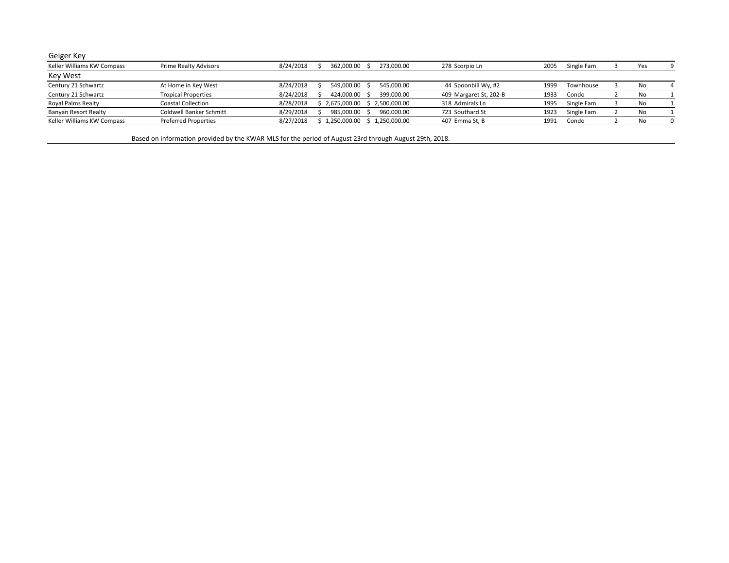| | | | | | | | | | | |
|---|---|---|---|---|---|---|---|---|---|---|
| **Geiger Key** | | | | | | | | | | |
| Keller Williams KW Compass | Prime Realty Advisors | 8/24/2018 | $ 362,000.00 | $ 273,000.00 | 278 Scorpio Ln | 2005 | Single Fam | 3 | Yes | 9 |
| **Key West** | | | | | | | | | | |
| Century 21 Schwartz | At Home in Key West | 8/24/2018 | $ 549,000.00 | $ 545,000.00 | 44 Spoonbill Wy, #2 | 1999 | Townhouse | 3 | No | 4 |
| Century 21 Schwartz | Tropical Properties | 8/24/2018 | $ 424,000.00 | $ 399,000.00 | 409 Margaret St, 202-B | 1933 | Condo | 2 | No | 1 |
| Royal Palms Realty | Coastal Collection | 8/28/2018 | $ 2,675,000.00 | $ 2,500,000.00 | 318 Admirals Ln | 1995 | Single Fam | 3 | No | 1 |
| Banyan Resort Realty | Coldwell Banker Schmitt | 8/29/2018 | $ 985,000.00 | $ 960,000.00 | 723 Southard St | 1923 | Single Fam | 2 | No | 1 |
| Keller Williams KW Compass | Preferred Properties | 8/27/2018 | $ 1,250,000.00 | $ 1,250,000.00 | 407 Emma St, B | 1991 | Condo | 2 | No | 0 |

Based on information provided by the KWAR MLS for the period of August 23rd through August 29th, 2018.